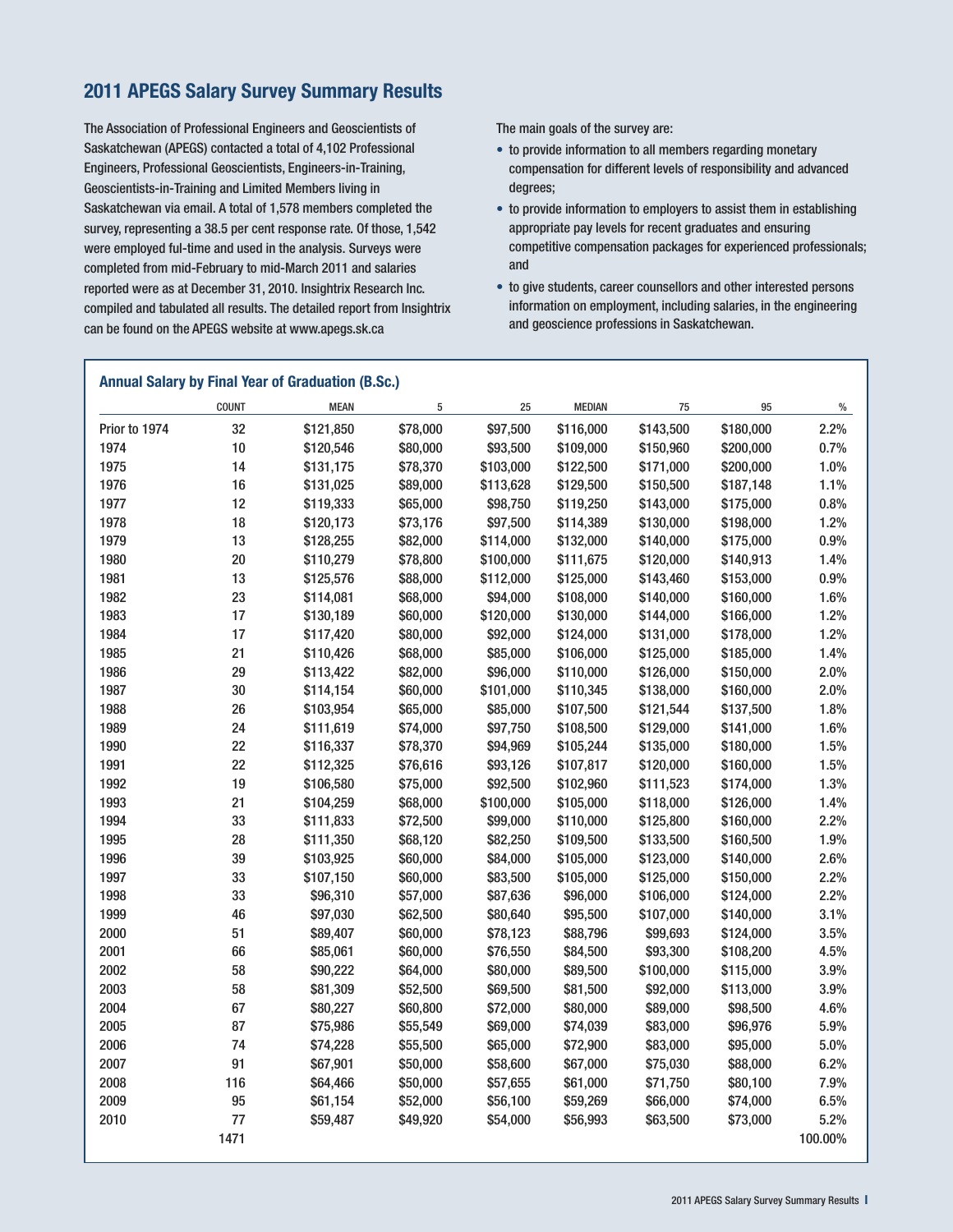## 2011 APEGS Salary Survey Summary Results

The Association of Professional Engineers and Geoscientists of Saskatchewan (APEGS) contacted a total of 4,102 Professional Engineers, Professional Geoscientists, Engineers-in-Training, Geoscientists-in-Training and Limited Members living in Saskatchewan via email. A total of 1,578 members completed the survey, representing a 38.5 per cent response rate. Of those, 1,542 were employed ful-time and used in the analysis. Surveys were completed from mid-February to mid-March 2011 and salaries reported were as at December 31, 2010. Insightrix Research Inc. compiled and tabulated all results. The detailed report from Insightrix can be found on the APEGS website at www.apegs.sk.ca

The main goals of the survey are:

- to provide information to all members regarding monetary compensation for different levels of responsibility and advanced degrees;
- to provide information to employers to assist them in establishing appropriate pay levels for recent graduates and ensuring competitive compensation packages for experienced professionals; and
- to give students, career counsellors and other interested persons information on employment, including salaries, in the engineering and geoscience professions in Saskatchewan.

### Annual Salary by Final Year of Graduation (B.Sc.)

| | COUNT | MEAN | 5 | 25 | MEDIAN | 75 | 95 | % |
|---|---|---|---|---|---|---|---|---|
| Prior to 1974 | 32 | $121,850 | $78,000 | $97,500 | $116,000 | $143,500 | $180,000 | 2.2% |
| 1974 | 10 | $120,546 | $80,000 | $93,500 | $109,000 | $150,960 | $200,000 | 0.7% |
| 1975 | 14 | $131,175 | $78,370 | $103,000 | $122,500 | $171,000 | $200,000 | 1.0% |
| 1976 | 16 | $131,025 | $89,000 | $113,628 | $129,500 | $150,500 | $187,148 | 1.1% |
| 1977 | 12 | $119,333 | $65,000 | $98,750 | $119,250 | $143,000 | $175,000 | 0.8% |
| 1978 | 18 | $120,173 | $73,176 | $97,500 | $114,389 | $130,000 | $198,000 | 1.2% |
| 1979 | 13 | $128,255 | $82,000 | $114,000 | $132,000 | $140,000 | $175,000 | 0.9% |
| 1980 | 20 | $110,279 | $78,800 | $100,000 | $111,675 | $120,000 | $140,913 | 1.4% |
| 1981 | 13 | $125,576 | $88,000 | $112,000 | $125,000 | $143,460 | $153,000 | 0.9% |
| 1982 | 23 | $114,081 | $68,000 | $94,000 | $108,000 | $140,000 | $160,000 | 1.6% |
| 1983 | 17 | $130,189 | $60,000 | $120,000 | $130,000 | $144,000 | $166,000 | 1.2% |
| 1984 | 17 | $117,420 | $80,000 | $92,000 | $124,000 | $131,000 | $178,000 | 1.2% |
| 1985 | 21 | $110,426 | $68,000 | $85,000 | $106,000 | $125,000 | $185,000 | 1.4% |
| 1986 | 29 | $113,422 | $82,000 | $96,000 | $110,000 | $126,000 | $150,000 | 2.0% |
| 1987 | 30 | $114,154 | $60,000 | $101,000 | $110,345 | $138,000 | $160,000 | 2.0% |
| 1988 | 26 | $103,954 | $65,000 | $85,000 | $107,500 | $121,544 | $137,500 | 1.8% |
| 1989 | 24 | $111,619 | $74,000 | $97,750 | $108,500 | $129,000 | $141,000 | 1.6% |
| 1990 | 22 | $116,337 | $78,370 | $94,969 | $105,244 | $135,000 | $180,000 | 1.5% |
| 1991 | 22 | $112,325 | $76,616 | $93,126 | $107,817 | $120,000 | $160,000 | 1.5% |
| 1992 | 19 | $106,580 | $75,000 | $92,500 | $102,960 | $111,523 | $174,000 | 1.3% |
| 1993 | 21 | $104,259 | $68,000 | $100,000 | $105,000 | $118,000 | $126,000 | 1.4% |
| 1994 | 33 | $111,833 | $72,500 | $99,000 | $110,000 | $125,800 | $160,000 | 2.2% |
| 1995 | 28 | $111,350 | $68,120 | $82,250 | $109,500 | $133,500 | $160,500 | 1.9% |
| 1996 | 39 | $103,925 | $60,000 | $84,000 | $105,000 | $123,000 | $140,000 | 2.6% |
| 1997 | 33 | $107,150 | $60,000 | $83,500 | $105,000 | $125,000 | $150,000 | 2.2% |
| 1998 | 33 | $96,310 | $57,000 | $87,636 | $96,000 | $106,000 | $124,000 | 2.2% |
| 1999 | 46 | $97,030 | $62,500 | $80,640 | $95,500 | $107,000 | $140,000 | 3.1% |
| 2000 | 51 | $89,407 | $60,000 | $78,123 | $88,796 | $99,693 | $124,000 | 3.5% |
| 2001 | 66 | $85,061 | $60,000 | $76,550 | $84,500 | $93,300 | $108,200 | 4.5% |
| 2002 | 58 | $90,222 | $64,000 | $80,000 | $89,500 | $100,000 | $115,000 | 3.9% |
| 2003 | 58 | $81,309 | $52,500 | $69,500 | $81,500 | $92,000 | $113,000 | 3.9% |
| 2004 | 67 | $80,227 | $60,800 | $72,000 | $80,000 | $89,000 | $98,500 | 4.6% |
| 2005 | 87 | $75,986 | $55,549 | $69,000 | $74,039 | $83,000 | $96,976 | 5.9% |
| 2006 | 74 | $74,228 | $55,500 | $65,000 | $72,900 | $83,000 | $95,000 | 5.0% |
| 2007 | 91 | $67,901 | $50,000 | $58,600 | $67,000 | $75,030 | $88,000 | 6.2% |
| 2008 | 116 | $64,466 | $50,000 | $57,655 | $61,000 | $71,750 | $80,100 | 7.9% |
| 2009 | 95 | $61,154 | $52,000 | $56,100 | $59,269 | $66,000 | $74,000 | 6.5% |
| 2010 | 77 | $59,487 | $49,920 | $54,000 | $56,993 | $63,500 | $73,000 | 5.2% |
| | 1471 | | | | | | | 100.00% |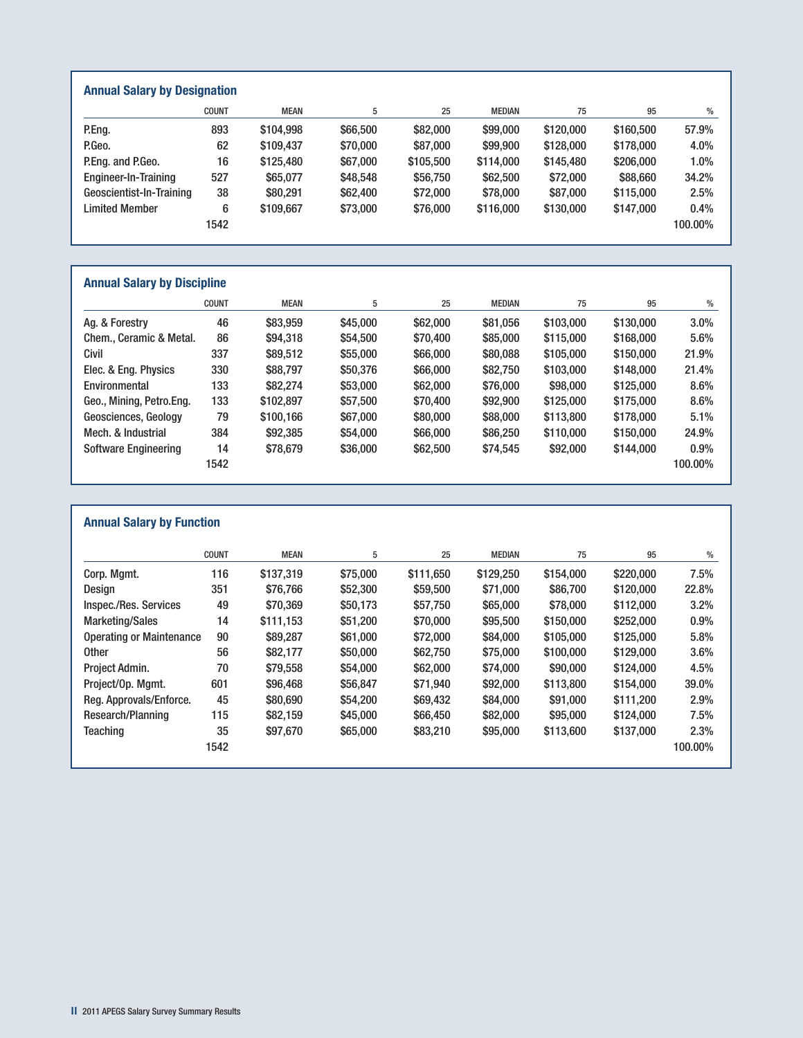## Annual Salary by Designation

| | COUNT | MEAN | 5 | 25 | MEDIAN | 75 | 95 | % |
|---|---|---|---|---|---|---|---|---|
| P.Eng. | 893 | $104,998 | $66,500 | $82,000 | $99,000 | $120,000 | $160,500 | 57.9% |
| P.Geo. | 62 | $109,437 | $70,000 | $87,000 | $99,900 | $128,000 | $178,000 | 4.0% |
| P.Eng. and P.Geo. | 16 | $125,480 | $67,000 | $105,500 | $114,000 | $145,480 | $206,000 | 1.0% |
| Engineer-In-Training | 527 | $65,077 | $48,548 | $56,750 | $62,500 | $72,000 | $88,660 | 34.2% |
| Geoscientist-In-Training | 38 | $80,291 | $62,400 | $72,000 | $78,000 | $87,000 | $115,000 | 2.5% |
| Limited Member | 6 | $109,667 | $73,000 | $76,000 | $116,000 | $130,000 | $147,000 | 0.4% |
| | 1542 | | | | | | | 100.00% |

## Annual Salary by Discipline

| | COUNT | MEAN | 5 | 25 | MEDIAN | 75 | 95 | % |
|---|---|---|---|---|---|---|---|---|
| Ag. & Forestry | 46 | $83,959 | $45,000 | $62,000 | $81,056 | $103,000 | $130,000 | 3.0% |
| Chem., Ceramic & Metal. | 86 | $94,318 | $54,500 | $70,400 | $85,000 | $115,000 | $168,000 | 5.6% |
| Civil | 337 | $89,512 | $55,000 | $66,000 | $80,088 | $105,000 | $150,000 | 21.9% |
| Elec. & Eng. Physics | 330 | $88,797 | $50,376 | $66,000 | $82,750 | $103,000 | $148,000 | 21.4% |
| Environmental | 133 | $82,274 | $53,000 | $62,000 | $76,000 | $98,000 | $125,000 | 8.6% |
| Geo., Mining, Petro.Eng. | 133 | $102,897 | $57,500 | $70,400 | $92,900 | $125,000 | $175,000 | 8.6% |
| Geosciences, Geology | 79 | $100,166 | $67,000 | $80,000 | $88,000 | $113,800 | $178,000 | 5.1% |
| Mech. & Industrial | 384 | $92,385 | $54,000 | $66,000 | $86,250 | $110,000 | $150,000 | 24.9% |
| Software Engineering | 14 | $78,679 | $36,000 | $62,500 | $74,545 | $92,000 | $144,000 | 0.9% |
| | 1542 | | | | | | | 100.00% |

## Annual Salary by Function

| | COUNT | MEAN | 5 | 25 | MEDIAN | 75 | 95 | % |
|---|---|---|---|---|---|---|---|---|
| Corp. Mgmt. | 116 | $137,319 | $75,000 | $111,650 | $129,250 | $154,000 | $220,000 | 7.5% |
| Design | 351 | $76,766 | $52,300 | $59,500 | $71,000 | $86,700 | $120,000 | 22.8% |
| Inspec./Res. Services | 49 | $70,369 | $50,173 | $57,750 | $65,000 | $78,000 | $112,000 | 3.2% |
| Marketing/Sales | 14 | $111,153 | $51,200 | $70,000 | $95,500 | $150,000 | $252,000 | 0.9% |
| Operating or Maintenance | 90 | $89,287 | $61,000 | $72,000 | $84,000 | $105,000 | $125,000 | 5.8% |
| Other | 56 | $82,177 | $50,000 | $62,750 | $75,000 | $100,000 | $129,000 | 3.6% |
| Project Admin. | 70 | $79,558 | $54,000 | $62,000 | $74,000 | $90,000 | $124,000 | 4.5% |
| Project/Op. Mgmt. | 601 | $96,468 | $56,847 | $71,940 | $92,000 | $113,800 | $154,000 | 39.0% |
| Reg. Approvals/Enforce. | 45 | $80,690 | $54,200 | $69,432 | $84,000 | $91,000 | $111,200 | 2.9% |
| Research/Planning | 115 | $82,159 | $45,000 | $66,450 | $82,000 | $95,000 | $124,000 | 7.5% |
| Teaching | 35 | $97,670 | $65,000 | $83,210 | $95,000 | $113,600 | $137,000 | 2.3% |
| | 1542 | | | | | | | 100.00% |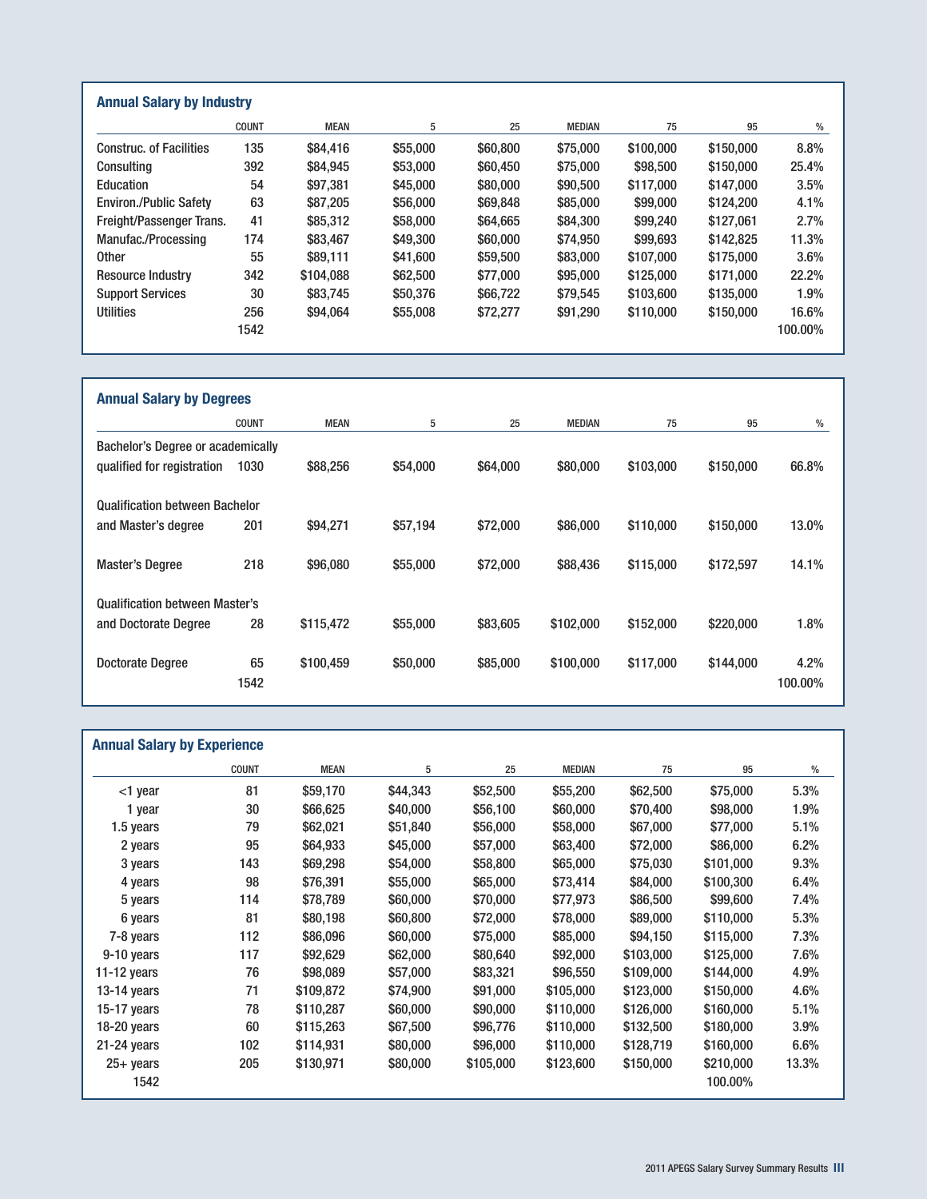## Annual Salary by Industry

| | COUNT | MEAN | 5 | 25 | MEDIAN | 75 | 95 | % |
|---|---|---|---|---|---|---|---|---|
| Construc. of Facilities | 135 | $84,416 | $55,000 | $60,800 | $75,000 | $100,000 | $150,000 | 8.8% |
| Consulting | 392 | $84,945 | $53,000 | $60,450 | $75,000 | $98,500 | $150,000 | 25.4% |
| Education | 54 | $97,381 | $45,000 | $80,000 | $90,500 | $117,000 | $147,000 | 3.5% |
| Environ./Public Safety | 63 | $87,205 | $56,000 | $69,848 | $85,000 | $99,000 | $124,200 | 4.1% |
| Freight/Passenger Trans. | 41 | $85,312 | $58,000 | $64,665 | $84,300 | $99,240 | $127,061 | 2.7% |
| Manufac./Processing | 174 | $83,467 | $49,300 | $60,000 | $74,950 | $99,693 | $142,825 | 11.3% |
| Other | 55 | $89,111 | $41,600 | $59,500 | $83,000 | $107,000 | $175,000 | 3.6% |
| Resource Industry | 342 | $104,088 | $62,500 | $77,000 | $95,000 | $125,000 | $171,000 | 22.2% |
| Support Services | 30 | $83,745 | $50,376 | $66,722 | $79,545 | $103,600 | $135,000 | 1.9% |
| Utilities | 256 | $94,064 | $55,008 | $72,277 | $91,290 | $110,000 | $150,000 | 16.6% |
| | 1542 | | | | | | | 100.00% |

## Annual Salary by Degrees

| | COUNT | MEAN | 5 | 25 | MEDIAN | 75 | 95 | % |
|---|---|---|---|---|---|---|---|---|
| Bachelor's Degree or academically qualified for registration | 1030 | $88,256 | $54,000 | $64,000 | $80,000 | $103,000 | $150,000 | 66.8% |
| Qualification between Bachelor and Master's degree | 201 | $94,271 | $57,194 | $72,000 | $86,000 | $110,000 | $150,000 | 13.0% |
| Master's Degree | 218 | $96,080 | $55,000 | $72,000 | $88,436 | $115,000 | $172,597 | 14.1% |
| Qualification between Master's and Doctorate Degree | 28 | $115,472 | $55,000 | $83,605 | $102,000 | $152,000 | $220,000 | 1.8% |
| Doctorate Degree | 65 | $100,459 | $50,000 | $85,000 | $100,000 | $117,000 | $144,000 | 4.2% |
| | 1542 | | | | | | | 100.00% |

## Annual Salary by Experience

| | COUNT | MEAN | 5 | 25 | MEDIAN | 75 | 95 | % |
|---|---|---|---|---|---|---|---|---|
| <1 year | 81 | $59,170 | $44,343 | $52,500 | $55,200 | $62,500 | $75,000 | 5.3% |
| 1 year | 30 | $66,625 | $40,000 | $56,100 | $60,000 | $70,400 | $98,000 | 1.9% |
| 1.5 years | 79 | $62,021 | $51,840 | $56,000 | $58,000 | $67,000 | $77,000 | 5.1% |
| 2 years | 95 | $64,933 | $45,000 | $57,000 | $63,400 | $72,000 | $86,000 | 6.2% |
| 3 years | 143 | $69,298 | $54,000 | $58,800 | $65,000 | $75,030 | $101,000 | 9.3% |
| 4 years | 98 | $76,391 | $55,000 | $65,000 | $73,414 | $84,000 | $100,300 | 6.4% |
| 5 years | 114 | $78,789 | $60,000 | $70,000 | $77,973 | $86,500 | $99,600 | 7.4% |
| 6 years | 81 | $80,198 | $60,800 | $72,000 | $78,000 | $89,000 | $110,000 | 5.3% |
| 7-8 years | 112 | $86,096 | $60,000 | $75,000 | $85,000 | $94,150 | $115,000 | 7.3% |
| 9-10 years | 117 | $92,629 | $62,000 | $80,640 | $92,000 | $103,000 | $125,000 | 7.6% |
| 11-12 years | 76 | $98,089 | $57,000 | $83,321 | $96,550 | $109,000 | $144,000 | 4.9% |
| 13-14 years | 71 | $109,872 | $74,900 | $91,000 | $105,000 | $123,000 | $150,000 | 4.6% |
| 15-17 years | 78 | $110,287 | $60,000 | $90,000 | $110,000 | $126,000 | $160,000 | 5.1% |
| 18-20 years | 60 | $115,263 | $67,500 | $96,776 | $110,000 | $132,500 | $180,000 | 3.9% |
| 21-24 years | 102 | $114,931 | $80,000 | $96,000 | $110,000 | $128,719 | $160,000 | 6.6% |
| 25+ years | 205 | $130,971 | $80,000 | $105,000 | $123,600 | $150,000 | $210,000 | 13.3% |
| 1542 | | | | | | | 100.00% | |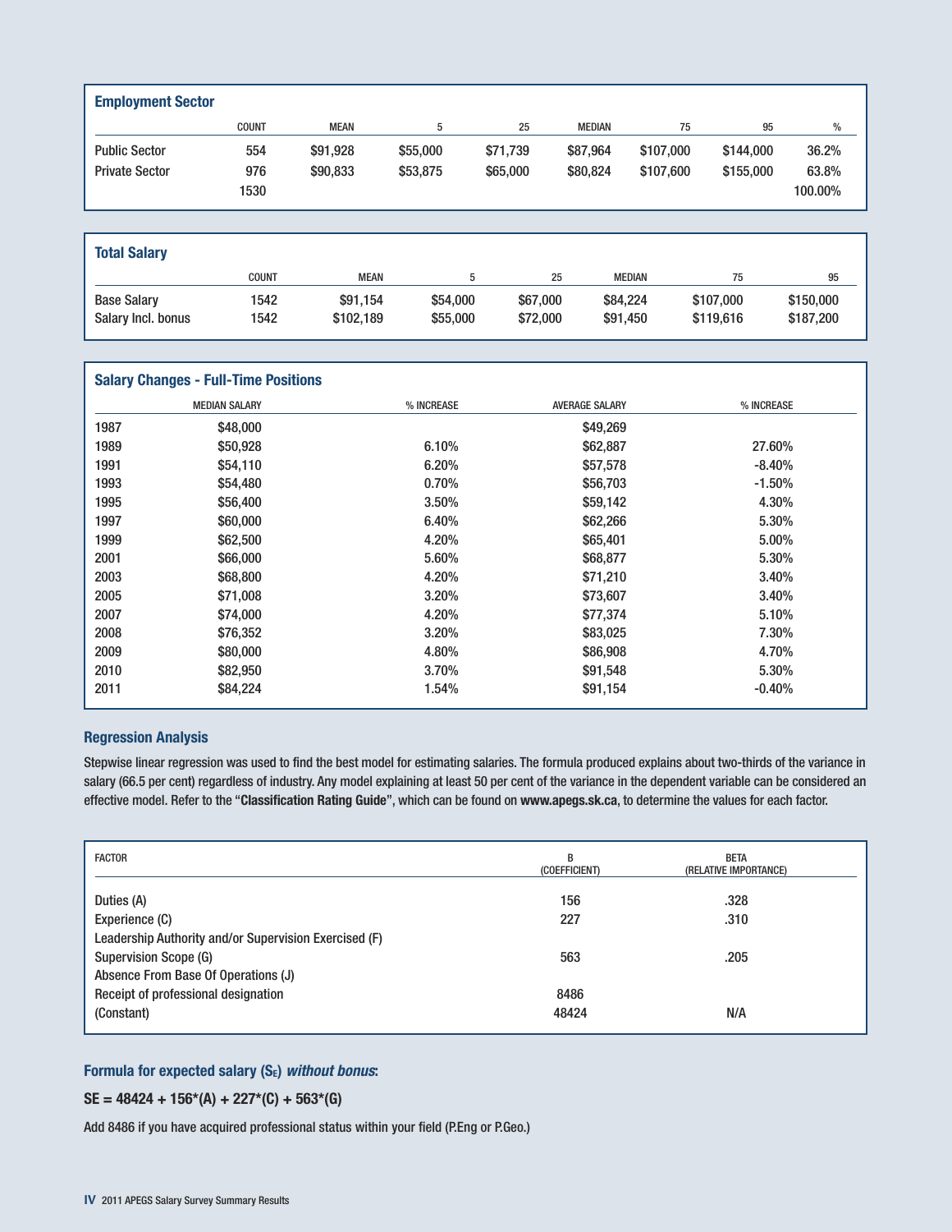### Employment Sector

| | COUNT | MEAN | 5 | 25 | MEDIAN | 75 | 95 | % |
|---|---|---|---|---|---|---|---|---|
| Public Sector | 554 | $91,928 | $55,000 | $71,739 | $87,964 | $107,000 | $144,000 | 36.2% |
| Private Sector | 976 | $90,833 | $53,875 | $65,000 | $80,824 | $107,600 | $155,000 | 63.8% |
| | 1530 | | | | | | | 100.00% |

### Total Salary

| | COUNT | MEAN | 5 | 25 | MEDIAN | 75 | 95 |
|---|---|---|---|---|---|---|---|
| Base Salary | 1542 | $91,154 | $54,000 | $67,000 | $84,224 | $107,000 | $150,000 |
| Salary Incl. bonus | 1542 | $102,189 | $55,000 | $72,000 | $91,450 | $119,616 | $187,200 |

### Salary Changes - Full-Time Positions

| | MEDIAN SALARY | % INCREASE | AVERAGE SALARY | % INCREASE |
|---|---|---|---|---|
| 1987 | $48,000 | | $49,269 | |
| 1989 | $50,928 | 6.10% | $62,887 | 27.60% |
| 1991 | $54,110 | 6.20% | $57,578 | -8.40% |
| 1993 | $54,480 | 0.70% | $56,703 | -1.50% |
| 1995 | $56,400 | 3.50% | $59,142 | 4.30% |
| 1997 | $60,000 | 6.40% | $62,266 | 5.30% |
| 1999 | $62,500 | 4.20% | $65,401 | 5.00% |
| 2001 | $66,000 | 5.60% | $68,877 | 5.30% |
| 2003 | $68,800 | 4.20% | $71,210 | 3.40% |
| 2005 | $71,008 | 3.20% | $73,607 | 3.40% |
| 2007 | $74,000 | 4.20% | $77,374 | 5.10% |
| 2008 | $76,352 | 3.20% | $83,025 | 7.30% |
| 2009 | $80,000 | 4.80% | $86,908 | 4.70% |
| 2010 | $82,950 | 3.70% | $91,548 | 5.30% |
| 2011 | $84,224 | 1.54% | $91,154 | -0.40% |

### Regression Analysis

Stepwise linear regression was used to find the best model for estimating salaries. The formula produced explains about two-thirds of the variance in salary (66.5 per cent) regardless of industry. Any model explaining at least 50 per cent of the variance in the dependent variable can be considered an effective model. Refer to the "**Classification Rating Guide**", which can be found on **www.apegs.sk.ca**, to determine the values for each factor.

| FACTOR | B (COEFFICIENT) | BETA (RELATIVE IMPORTANCE) |
|---|---|---|
| Duties (A) | 156 | .328 |
| Experience (C) | 227 | .310 |
| Leadership Authority and/or Supervision Exercised (F) | | |
| Supervision Scope (G) | 563 | .205 |
| Absence From Base Of Operations (J) | | |
| Receipt of professional designation | 8486 | |
| (Constant) | 48424 | N/A |

### Formula for expected salary ($S_E$) *without bonus*:

**SE = 48424 + 156*(A) + 227*(C) + 563*(G)**

Add 8486 if you have acquired professional status within your field (P.Eng or P.Geo.)